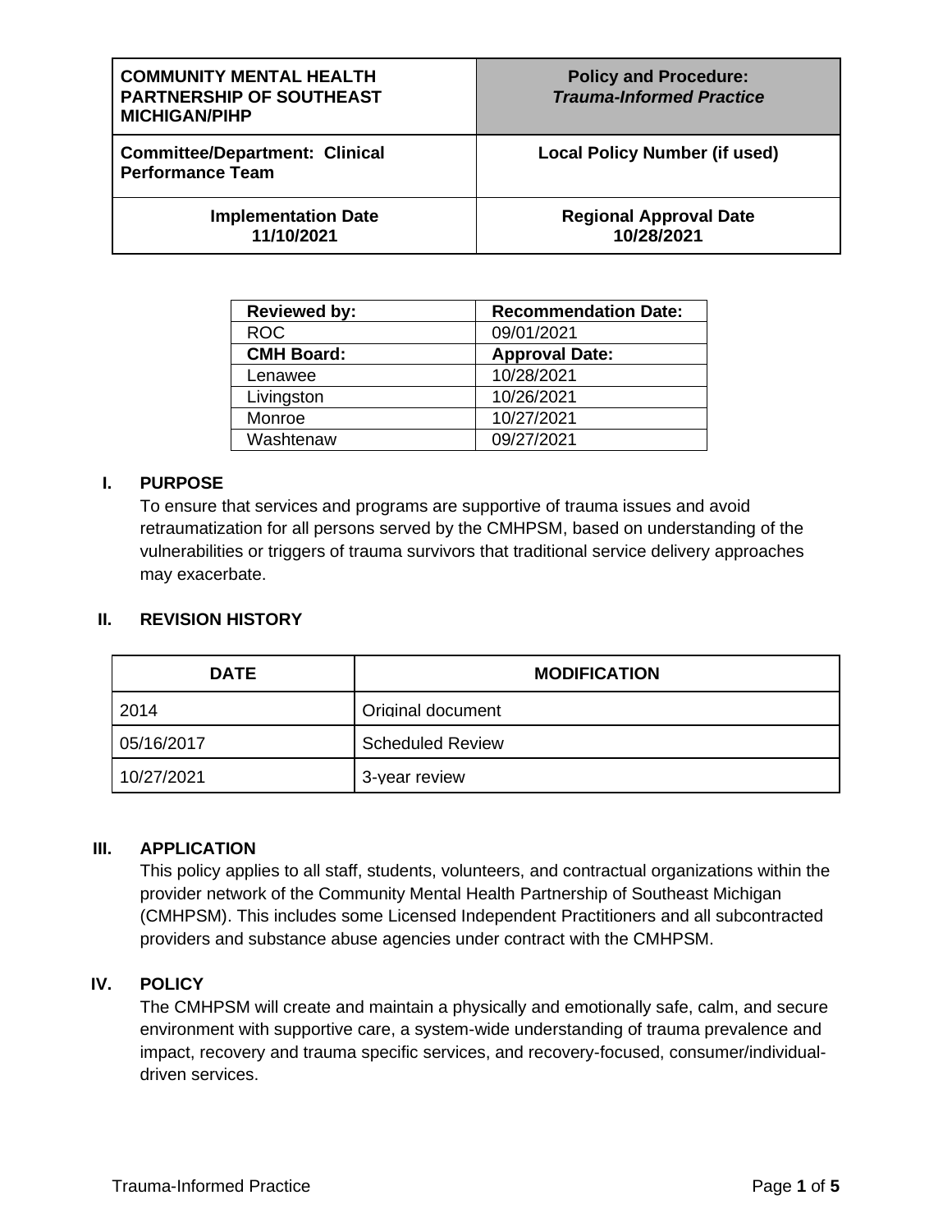| COMMUNITY MENTAL HEALTH PARTNERSHIP OF SOUTHEAST MICHIGAN/PIHP | **Policy and Procedure:** ***Trauma-Informed Practice*** |
|---|---|
| **Committee/Department: Clinical Performance Team** | **Local Policy Number (if used)** |
| **Implementation Date** **11/10/2021** | **Regional Approval Date** **10/28/2021** |

| Reviewed by: | Recommendation Date: |
|---|---|
| ROC | 09/01/2021 |
| **CMH Board:** | **Approval Date:** |
| Lenawee | 10/28/2021 |
| Livingston | 10/26/2021 |
| Monroe | 10/27/2021 |
| Washtenaw | 09/27/2021 |

## I. PURPOSE

To ensure that services and programs are supportive of trauma issues and avoid retraumatization for all persons served by the CMHPSM, based on understanding of the vulnerabilities or triggers of trauma survivors that traditional service delivery approaches may exacerbate.

## II. REVISION HISTORY

| DATE | MODIFICATION |
|---|---|
| 2014 | Original document |
| 05/16/2017 | Scheduled Review |
| 10/27/2021 | 3-year review |

## III. APPLICATION

This policy applies to all staff, students, volunteers, and contractual organizations within the provider network of the Community Mental Health Partnership of Southeast Michigan (CMHPSM). This includes some Licensed Independent Practitioners and all subcontracted providers and substance abuse agencies under contract with the CMHPSM.

## IV. POLICY

The CMHPSM will create and maintain a physically and emotionally safe, calm, and secure environment with supportive care, a system-wide understanding of trauma prevalence and impact, recovery and trauma specific services, and recovery-focused, consumer/individual-driven services.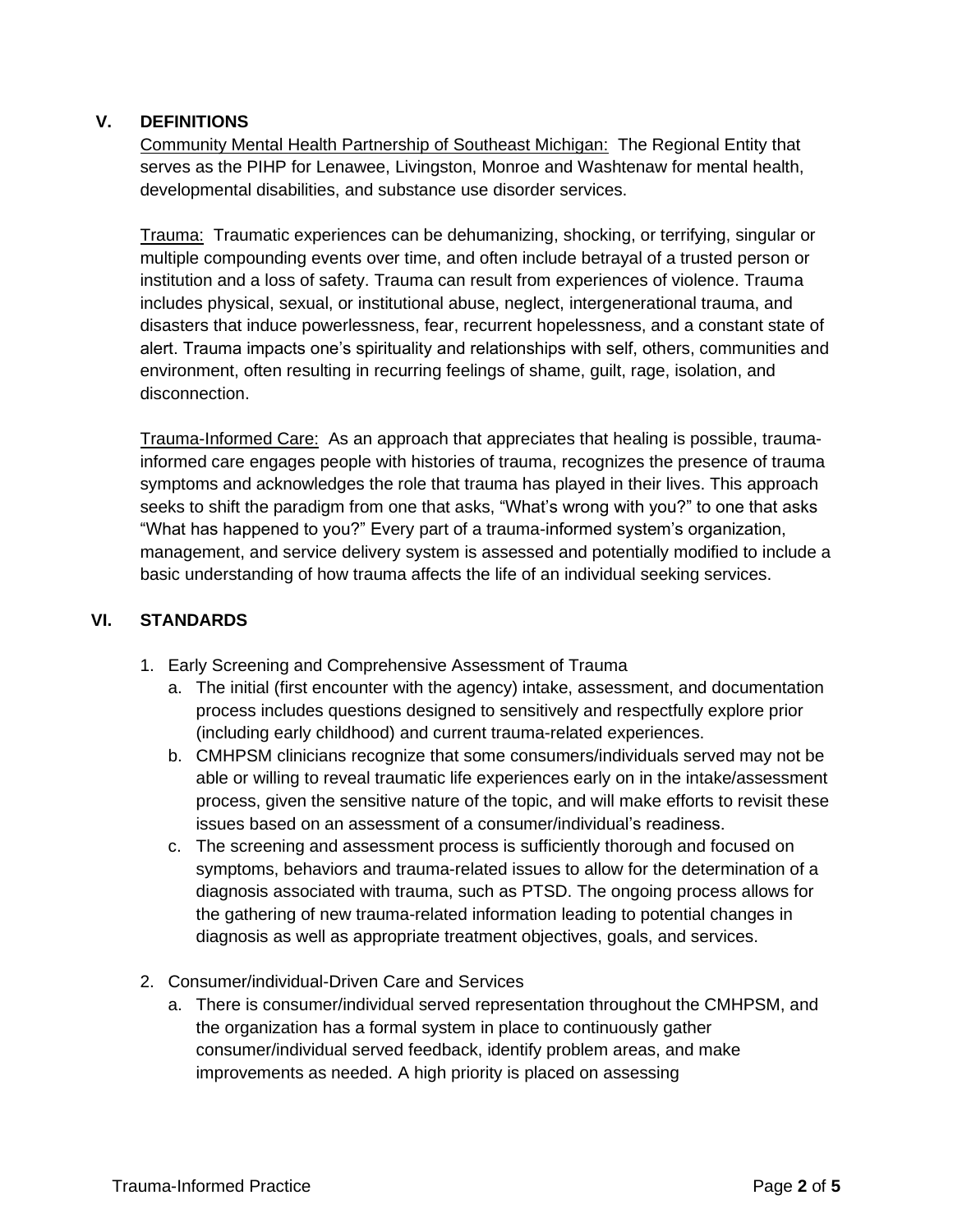## V. DEFINITIONS

<u>Community Mental Health Partnership of Southeast Michigan:</u> The Regional Entity that serves as the PIHP for Lenawee, Livingston, Monroe and Washtenaw for mental health, developmental disabilities, and substance use disorder services.

<u>Trauma:</u> Traumatic experiences can be dehumanizing, shocking, or terrifying, singular or multiple compounding events over time, and often include betrayal of a trusted person or institution and a loss of safety. Trauma can result from experiences of violence. Trauma includes physical, sexual, or institutional abuse, neglect, intergenerational trauma, and disasters that induce powerlessness, fear, recurrent hopelessness, and a constant state of alert. Trauma impacts one's spirituality and relationships with self, others, communities and environment, often resulting in recurring feelings of shame, guilt, rage, isolation, and disconnection.

<u>Trauma-Informed Care:</u> As an approach that appreciates that healing is possible, trauma-informed care engages people with histories of trauma, recognizes the presence of trauma symptoms and acknowledges the role that trauma has played in their lives. This approach seeks to shift the paradigm from one that asks, "What's wrong with you?" to one that asks "What has happened to you?" Every part of a trauma-informed system's organization, management, and service delivery system is assessed and potentially modified to include a basic understanding of how trauma affects the life of an individual seeking services.

## VI. STANDARDS

1. Early Screening and Comprehensive Assessment of Trauma
   a. The initial (first encounter with the agency) intake, assessment, and documentation process includes questions designed to sensitively and respectfully explore prior (including early childhood) and current trauma-related experiences.
   b. CMHPSM clinicians recognize that some consumers/individuals served may not be able or willing to reveal traumatic life experiences early on in the intake/assessment process, given the sensitive nature of the topic, and will make efforts to revisit these issues based on an assessment of a consumer/individual's readiness.
   c. The screening and assessment process is sufficiently thorough and focused on symptoms, behaviors and trauma-related issues to allow for the determination of a diagnosis associated with trauma, such as PTSD. The ongoing process allows for the gathering of new trauma-related information leading to potential changes in diagnosis as well as appropriate treatment objectives, goals, and services.

2. Consumer/individual-Driven Care and Services
   a. There is consumer/individual served representation throughout the CMHPSM, and the organization has a formal system in place to continuously gather consumer/individual served feedback, identify problem areas, and make improvements as needed. A high priority is placed on assessing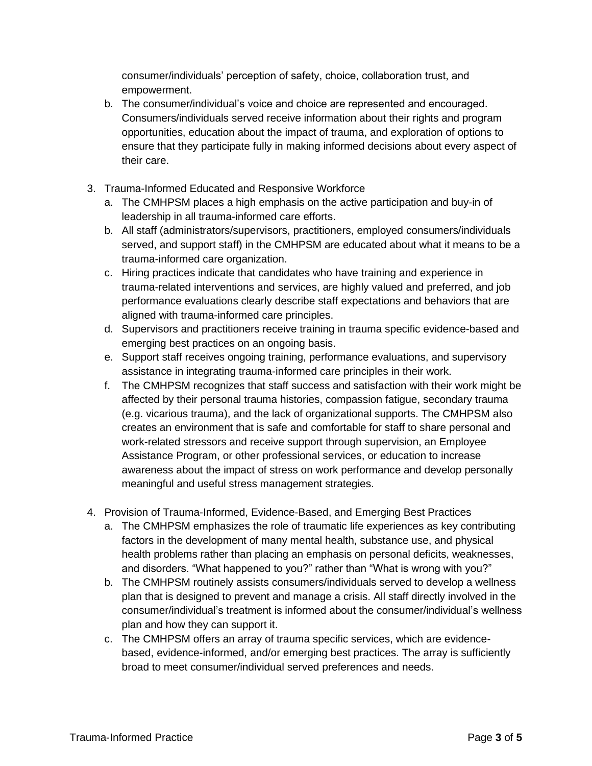consumer/individuals' perception of safety, choice, collaboration trust, and empowerment.

   b. The consumer/individual's voice and choice are represented and encouraged. Consumers/individuals served receive information about their rights and program opportunities, education about the impact of trauma, and exploration of options to ensure that they participate fully in making informed decisions about every aspect of their care.

3. Trauma-Informed Educated and Responsive Workforce
   a. The CMHPSM places a high emphasis on the active participation and buy-in of leadership in all trauma-informed care efforts.
   b. All staff (administrators/supervisors, practitioners, employed consumers/individuals served, and support staff) in the CMHPSM are educated about what it means to be a trauma-informed care organization.
   c. Hiring practices indicate that candidates who have training and experience in trauma-related interventions and services, are highly valued and preferred, and job performance evaluations clearly describe staff expectations and behaviors that are aligned with trauma-informed care principles.
   d. Supervisors and practitioners receive training in trauma specific evidence-based and emerging best practices on an ongoing basis.
   e. Support staff receives ongoing training, performance evaluations, and supervisory assistance in integrating trauma-informed care principles in their work.
   f. The CMHPSM recognizes that staff success and satisfaction with their work might be affected by their personal trauma histories, compassion fatigue, secondary trauma (e.g. vicarious trauma), and the lack of organizational supports. The CMHPSM also creates an environment that is safe and comfortable for staff to share personal and work-related stressors and receive support through supervision, an Employee Assistance Program, or other professional services, or education to increase awareness about the impact of stress on work performance and develop personally meaningful and useful stress management strategies.

4. Provision of Trauma-Informed, Evidence-Based, and Emerging Best Practices
   a. The CMHPSM emphasizes the role of traumatic life experiences as key contributing factors in the development of many mental health, substance use, and physical health problems rather than placing an emphasis on personal deficits, weaknesses, and disorders. "What happened to you?" rather than "What is wrong with you?"
   b. The CMHPSM routinely assists consumers/individuals served to develop a wellness plan that is designed to prevent and manage a crisis. All staff directly involved in the consumer/individual's treatment is informed about the consumer/individual's wellness plan and how they can support it.
   c. The CMHPSM offers an array of trauma specific services, which are evidence-based, evidence-informed, and/or emerging best practices. The array is sufficiently broad to meet consumer/individual served preferences and needs.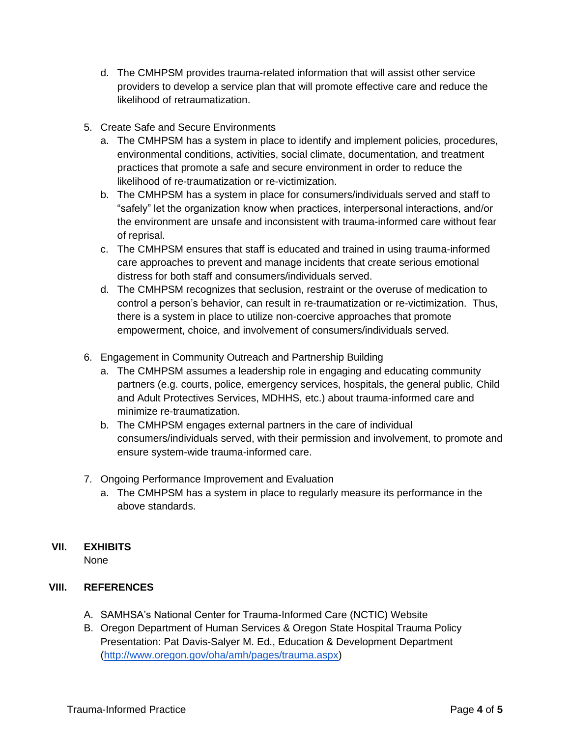d. The CMHPSM provides trauma-related information that will assist other service providers to develop a service plan that will promote effective care and reduce the likelihood of retraumatization.

5. Create Safe and Secure Environments
   a. The CMHPSM has a system in place to identify and implement policies, procedures, environmental conditions, activities, social climate, documentation, and treatment practices that promote a safe and secure environment in order to reduce the likelihood of re-traumatization or re-victimization.
   b. The CMHPSM has a system in place for consumers/individuals served and staff to "safely" let the organization know when practices, interpersonal interactions, and/or the environment are unsafe and inconsistent with trauma-informed care without fear of reprisal.
   c. The CMHPSM ensures that staff is educated and trained in using trauma-informed care approaches to prevent and manage incidents that create serious emotional distress for both staff and consumers/individuals served.
   d. The CMHPSM recognizes that seclusion, restraint or the overuse of medication to control a person's behavior, can result in re-traumatization or re-victimization. Thus, there is a system in place to utilize non-coercive approaches that promote empowerment, choice, and involvement of consumers/individuals served.

6. Engagement in Community Outreach and Partnership Building
   a. The CMHPSM assumes a leadership role in engaging and educating community partners (e.g. courts, police, emergency services, hospitals, the general public, Child and Adult Protectives Services, MDHHS, etc.) about trauma-informed care and minimize re-traumatization.
   b. The CMHPSM engages external partners in the care of individual consumers/individuals served, with their permission and involvement, to promote and ensure system-wide trauma-informed care.

7. Ongoing Performance Improvement and Evaluation
   a. The CMHPSM has a system in place to regularly measure its performance in the above standards.

## VII. EXHIBITS

None

## VIII. REFERENCES

A. SAMHSA's National Center for Trauma-Informed Care (NCTIC) Website
B. Oregon Department of Human Services & Oregon State Hospital Trauma Policy Presentation: Pat Davis-Salyer M. Ed., Education & Development Department (http://www.oregon.gov/oha/amh/pages/trauma.aspx)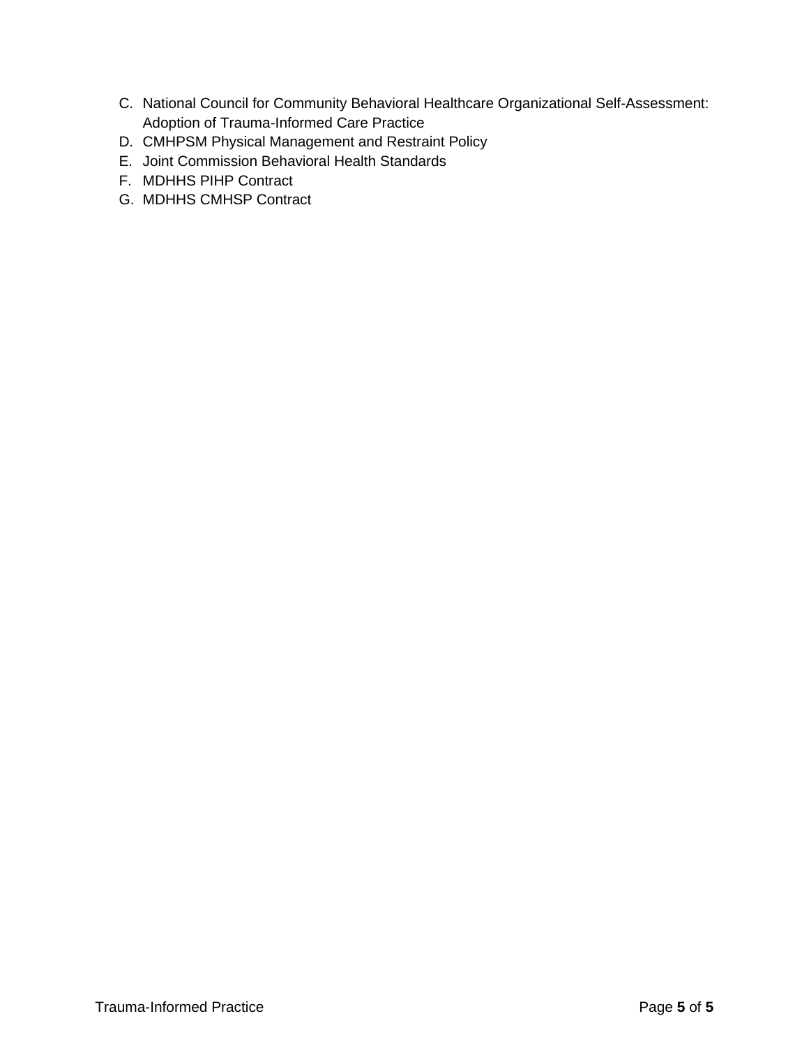C. National Council for Community Behavioral Healthcare Organizational Self-Assessment: Adoption of Trauma-Informed Care Practice
D. CMHPSM Physical Management and Restraint Policy
E. Joint Commission Behavioral Health Standards
F. MDHHS PIHP Contract
G. MDHHS CMHSP Contract